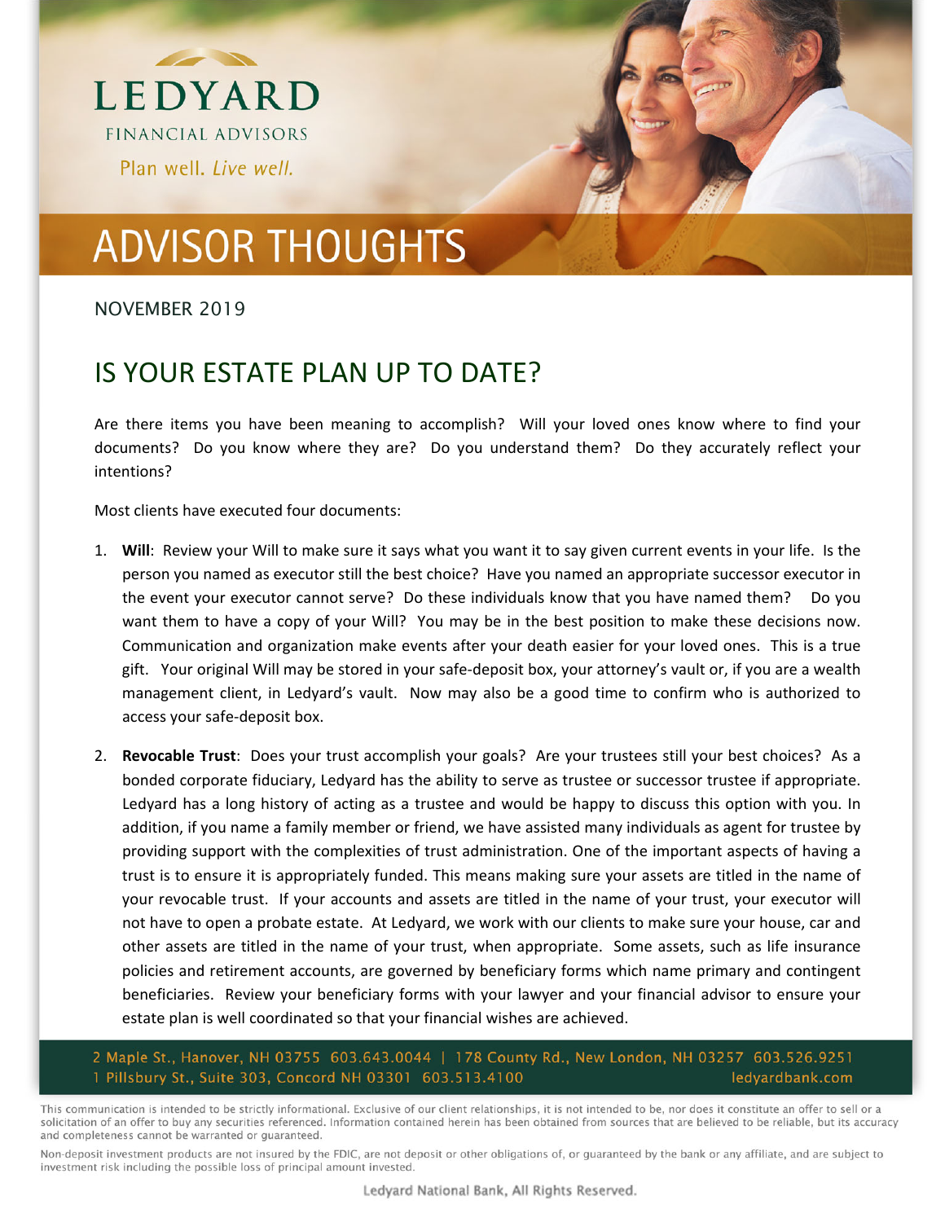LEDYARD

FINANCIAL ADVISORS

Plan well. *Live well.*

# ADVISOR THOUGHTS

NOVEMBER 2019

## IS YOUR ESTATE PLAN UP TO DATE?

Are there items you have been meaning to accomplish? Will your loved ones know where to find your documents? Do you know where they are? Do you understand them? Do they accurately reflect your intentions?

Most clients have executed four documents:

1. **Will**: Review your Will to make sure it says what you want it to say given current events in your life. Is the person you named as executor still the best choice? Have you named an appropriate successor executor in the event your executor cannot serve? Do these individuals know that you have named them? Do you want them to have a copy of your Will? You may be in the best position to make these decisions now. Communication and organization make events after your death easier for your loved ones. This is a true gift. Your original Will may be stored in your safe-deposit box, your attorney's vault or, if you are a wealth management client, in Ledyard's vault. Now may also be a good time to confirm who is authorized to access your safe-deposit box.

2. **Revocable Trust**: Does your trust accomplish your goals? Are your trustees still your best choices? As a bonded corporate fiduciary, Ledyard has the ability to serve as trustee or successor trustee if appropriate. Ledyard has a long history of acting as a trustee and would be happy to discuss this option with you. In addition, if you name a family member or friend, we have assisted many individuals as agent for trustee by providing support with the complexities of trust administration. One of the important aspects of having a trust is to ensure it is appropriately funded. This means making sure your assets are titled in the name of your revocable trust. If your accounts and assets are titled in the name of your trust, your executor will not have to open a probate estate. At Ledyard, we work with our clients to make sure your house, car and other assets are titled in the name of your trust, when appropriate. Some assets, such as life insurance policies and retirement accounts, are governed by beneficiary forms which name primary and contingent beneficiaries. Review your beneficiary forms with your lawyer and your financial advisor to ensure your estate plan is well coordinated so that your financial wishes are achieved.

2 Maple St., Hanover, NH 03755 603.643.0044 | 178 County Rd., New London, NH 03257 603.526.9251
1 Pillsbury St., Suite 303, Concord NH 03301 603.513.4100 ledyardbank.com

This communication is intended to be strictly informational. Exclusive of our client relationships, it is not intended to be, nor does it constitute an offer to sell or a solicitation of an offer to buy any securities referenced. Information contained herein has been obtained from sources that are believed to be reliable, but its accuracy and completeness cannot be warranted or guaranteed.

Non-deposit investment products are not insured by the FDIC, are not deposit or other obligations of, or guaranteed by the bank or any affiliate, and are subject to investment risk including the possible loss of principal amount invested.

Ledyard National Bank, All Rights Reserved.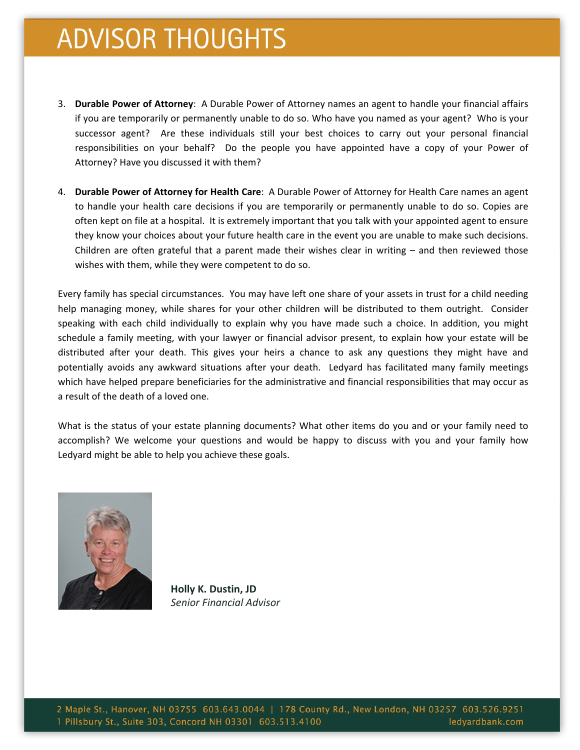# ADVISOR THOUGHTS

3. **Durable Power of Attorney**: A Durable Power of Attorney names an agent to handle your financial affairs if you are temporarily or permanently unable to do so. Who have you named as your agent? Who is your successor agent? Are these individuals still your best choices to carry out your personal financial responsibilities on your behalf? Do the people you have appointed have a copy of your Power of Attorney? Have you discussed it with them?

4. **Durable Power of Attorney for Health Care**: A Durable Power of Attorney for Health Care names an agent to handle your health care decisions if you are temporarily or permanently unable to do so. Copies are often kept on file at a hospital. It is extremely important that you talk with your appointed agent to ensure they know your choices about your future health care in the event you are unable to make such decisions. Children are often grateful that a parent made their wishes clear in writing – and then reviewed those wishes with them, while they were competent to do so.

Every family has special circumstances. You may have left one share of your assets in trust for a child needing help managing money, while shares for your other children will be distributed to them outright. Consider speaking with each child individually to explain why you have made such a choice. In addition, you might schedule a family meeting, with your lawyer or financial advisor present, to explain how your estate will be distributed after your death. This gives your heirs a chance to ask any questions they might have and potentially avoids any awkward situations after your death. Ledyard has facilitated many family meetings which have helped prepare beneficiaries for the administrative and financial responsibilities that may occur as a result of the death of a loved one.

What is the status of your estate planning documents? What other items do you and or your family need to accomplish? We welcome your questions and would be happy to discuss with you and your family how Ledyard might be able to help you achieve these goals.

**Holly K. Dustin, JD**
*Senior Financial Advisor*

2 Maple St., Hanover, NH 03755 603.643.0044 | 178 County Rd., New London, NH 03257 603.526.9251
1 Pillsbury St., Suite 303, Concord NH 03301 603.513.4100 ledyardbank.com